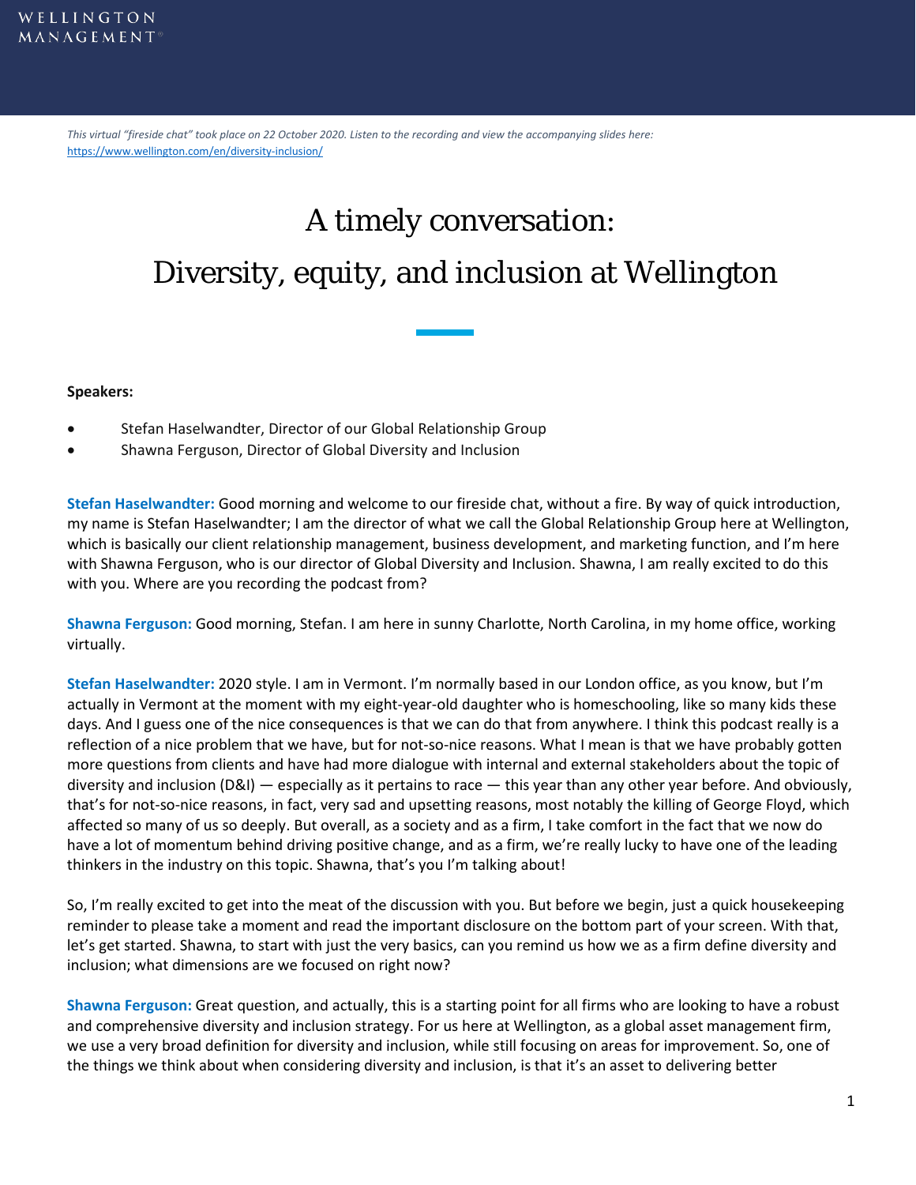*This virtual "fireside chat" took place on 22 October 2020. Listen to the recording and view the accompanying slides here:* https://www.wellington.com/en/diversity-inclusion/

# A timely conversation: Diversity, equity, and inclusion at Wellington

**Speakers:**

- Stefan Haselwandter, Director of our Global Relationship Group
- Shawna Ferguson, Director of Global Diversity and Inclusion

**Stefan Haselwandter:** Good morning and welcome to our fireside chat, without a fire. By way of quick introduction, my name is Stefan Haselwandter; I am the director of what we call the Global Relationship Group here at Wellington, which is basically our client relationship management, business development, and marketing function, and I'm here with Shawna Ferguson, who is our director of Global Diversity and Inclusion. Shawna, I am really excited to do this with you. Where are you recording the podcast from?

**Shawna Ferguson:** Good morning, Stefan. I am here in sunny Charlotte, North Carolina, in my home office, working virtually.

**Stefan Haselwandter:** 2020 style. I am in Vermont. I'm normally based in our London office, as you know, but I'm actually in Vermont at the moment with my eight-year-old daughter who is homeschooling, like so many kids these days. And I guess one of the nice consequences is that we can do that from anywhere. I think this podcast really is a reflection of a nice problem that we have, but for not-so-nice reasons. What I mean is that we have probably gotten more questions from clients and have had more dialogue with internal and external stakeholders about the topic of diversity and inclusion (D&I) — especially as it pertains to race — this year than any other year before. And obviously, that's for not-so-nice reasons, in fact, very sad and upsetting reasons, most notably the killing of George Floyd, which affected so many of us so deeply. But overall, as a society and as a firm, I take comfort in the fact that we now do have a lot of momentum behind driving positive change, and as a firm, we're really lucky to have one of the leading thinkers in the industry on this topic. Shawna, that's you I'm talking about!

So, I'm really excited to get into the meat of the discussion with you. But before we begin, just a quick housekeeping reminder to please take a moment and read the important disclosure on the bottom part of your screen. With that, let's get started. Shawna, to start with just the very basics, can you remind us how we as a firm define diversity and inclusion; what dimensions are we focused on right now?

**Shawna Ferguson:** Great question, and actually, this is a starting point for all firms who are looking to have a robust and comprehensive diversity and inclusion strategy. For us here at Wellington, as a global asset management firm, we use a very broad definition for diversity and inclusion, while still focusing on areas for improvement. So, one of the things we think about when considering diversity and inclusion, is that it's an asset to delivering better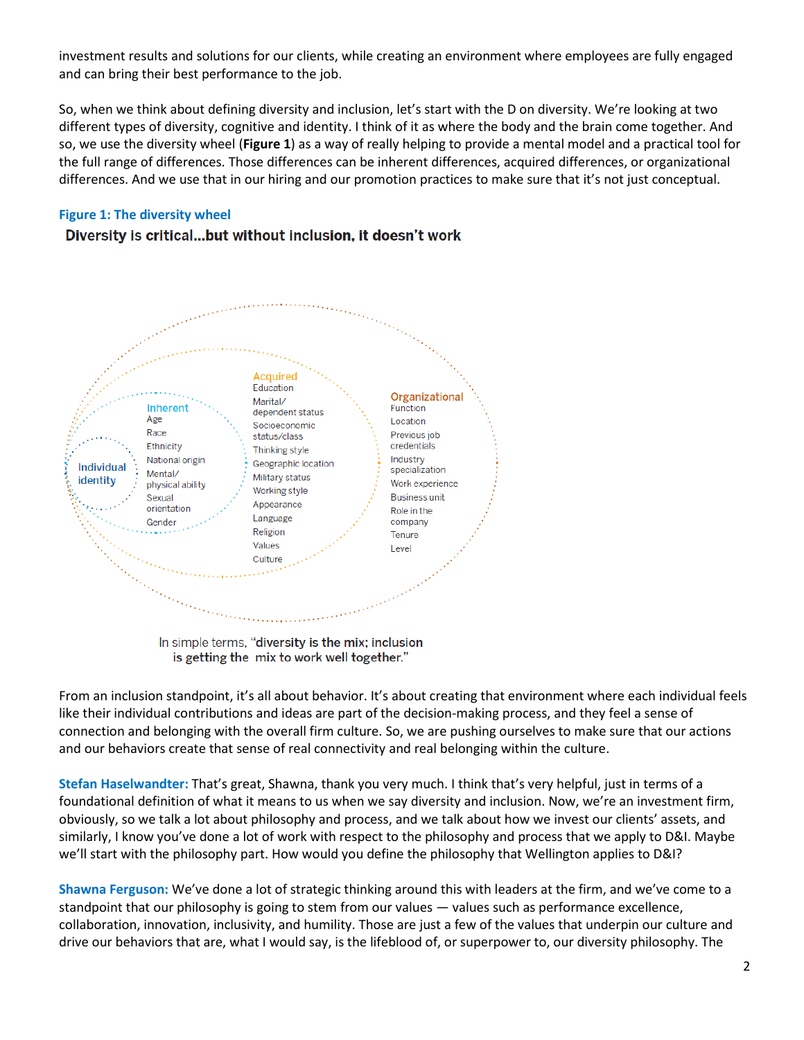investment results and solutions for our clients, while creating an environment where employees are fully engaged and can bring their best performance to the job.

So, when we think about defining diversity and inclusion, let's start with the D on diversity. We're looking at two different types of diversity, cognitive and identity. I think of it as where the body and the brain come together. And so, we use the diversity wheel (**Figure 1**) as a way of really helping to provide a mental model and a practical tool for the full range of differences. Those differences can be inherent differences, acquired differences, or organizational differences. And we use that in our hiring and our promotion practices to make sure that it's not just conceptual.

**Figure 1: The diversity wheel**

**Diversity is critical…but without inclusion, it doesn't work**

Individual identity

Inherent: Age, Race, Ethnicity, National origin, Mental/physical ability, Sexual orientation, Gender

Acquired: Education, Marital/dependent status, Socioeconomic status/class, Thinking style, Geographic location, Military status, Working style, Appearance, Language, Religion, Values, Culture

Organizational: Function, Location, Previous job credentials, Industry specialization, Work experience, Business unit, Role in the company, Tenure, Level

In simple terms, "**diversity is the mix; inclusion is getting the mix to work well together.**"

From an inclusion standpoint, it's all about behavior. It's about creating that environment where each individual feels like their individual contributions and ideas are part of the decision-making process, and they feel a sense of connection and belonging with the overall firm culture. So, we are pushing ourselves to make sure that our actions and our behaviors create that sense of real connectivity and real belonging within the culture.

**Stefan Haselwandter:** That's great, Shawna, thank you very much. I think that's very helpful, just in terms of a foundational definition of what it means to us when we say diversity and inclusion. Now, we're an investment firm, obviously, so we talk a lot about philosophy and process, and we talk about how we invest our clients' assets, and similarly, I know you've done a lot of work with respect to the philosophy and process that we apply to D&I. Maybe we'll start with the philosophy part. How would you define the philosophy that Wellington applies to D&I?

**Shawna Ferguson:** We've done a lot of strategic thinking around this with leaders at the firm, and we've come to a standpoint that our philosophy is going to stem from our values — values such as performance excellence, collaboration, innovation, inclusivity, and humility. Those are just a few of the values that underpin our culture and drive our behaviors that are, what I would say, is the lifeblood of, or superpower to, our diversity philosophy. The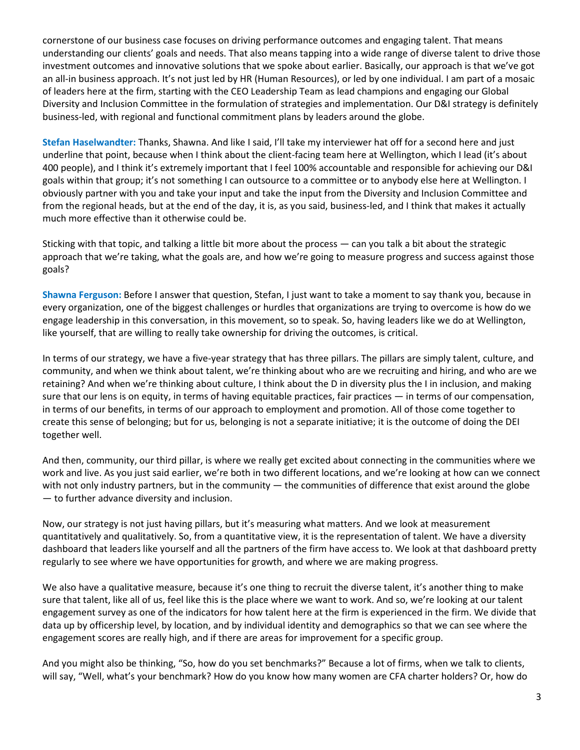cornerstone of our business case focuses on driving performance outcomes and engaging talent. That means understanding our clients' goals and needs. That also means tapping into a wide range of diverse talent to drive those investment outcomes and innovative solutions that we spoke about earlier. Basically, our approach is that we've got an all-in business approach. It's not just led by HR (Human Resources), or led by one individual. I am part of a mosaic of leaders here at the firm, starting with the CEO Leadership Team as lead champions and engaging our Global Diversity and Inclusion Committee in the formulation of strategies and implementation. Our D&I strategy is definitely business-led, with regional and functional commitment plans by leaders around the globe.

**Stefan Haselwandter:** Thanks, Shawna. And like I said, I'll take my interviewer hat off for a second here and just underline that point, because when I think about the client-facing team here at Wellington, which I lead (it's about 400 people), and I think it's extremely important that I feel 100% accountable and responsible for achieving our D&I goals within that group; it's not something I can outsource to a committee or to anybody else here at Wellington. I obviously partner with you and take your input and take the input from the Diversity and Inclusion Committee and from the regional heads, but at the end of the day, it is, as you said, business-led, and I think that makes it actually much more effective than it otherwise could be.

Sticking with that topic, and talking a little bit more about the process — can you talk a bit about the strategic approach that we're taking, what the goals are, and how we're going to measure progress and success against those goals?

**Shawna Ferguson:** Before I answer that question, Stefan, I just want to take a moment to say thank you, because in every organization, one of the biggest challenges or hurdles that organizations are trying to overcome is how do we engage leadership in this conversation, in this movement, so to speak. So, having leaders like we do at Wellington, like yourself, that are willing to really take ownership for driving the outcomes, is critical.

In terms of our strategy, we have a five-year strategy that has three pillars. The pillars are simply talent, culture, and community, and when we think about talent, we're thinking about who are we recruiting and hiring, and who are we retaining? And when we're thinking about culture, I think about the D in diversity plus the I in inclusion, and making sure that our lens is on equity, in terms of having equitable practices, fair practices — in terms of our compensation, in terms of our benefits, in terms of our approach to employment and promotion. All of those come together to create this sense of belonging; but for us, belonging is not a separate initiative; it is the outcome of doing the DEI together well.

And then, community, our third pillar, is where we really get excited about connecting in the communities where we work and live. As you just said earlier, we're both in two different locations, and we're looking at how can we connect with not only industry partners, but in the community — the communities of difference that exist around the globe — to further advance diversity and inclusion.

Now, our strategy is not just having pillars, but it's measuring what matters. And we look at measurement quantitatively and qualitatively. So, from a quantitative view, it is the representation of talent. We have a diversity dashboard that leaders like yourself and all the partners of the firm have access to. We look at that dashboard pretty regularly to see where we have opportunities for growth, and where we are making progress.

We also have a qualitative measure, because it's one thing to recruit the diverse talent, it's another thing to make sure that talent, like all of us, feel like this is the place where we want to work. And so, we're looking at our talent engagement survey as one of the indicators for how talent here at the firm is experienced in the firm. We divide that data up by officership level, by location, and by individual identity and demographics so that we can see where the engagement scores are really high, and if there are areas for improvement for a specific group.

And you might also be thinking, "So, how do you set benchmarks?" Because a lot of firms, when we talk to clients, will say, "Well, what's your benchmark? How do you know how many women are CFA charter holders? Or, how do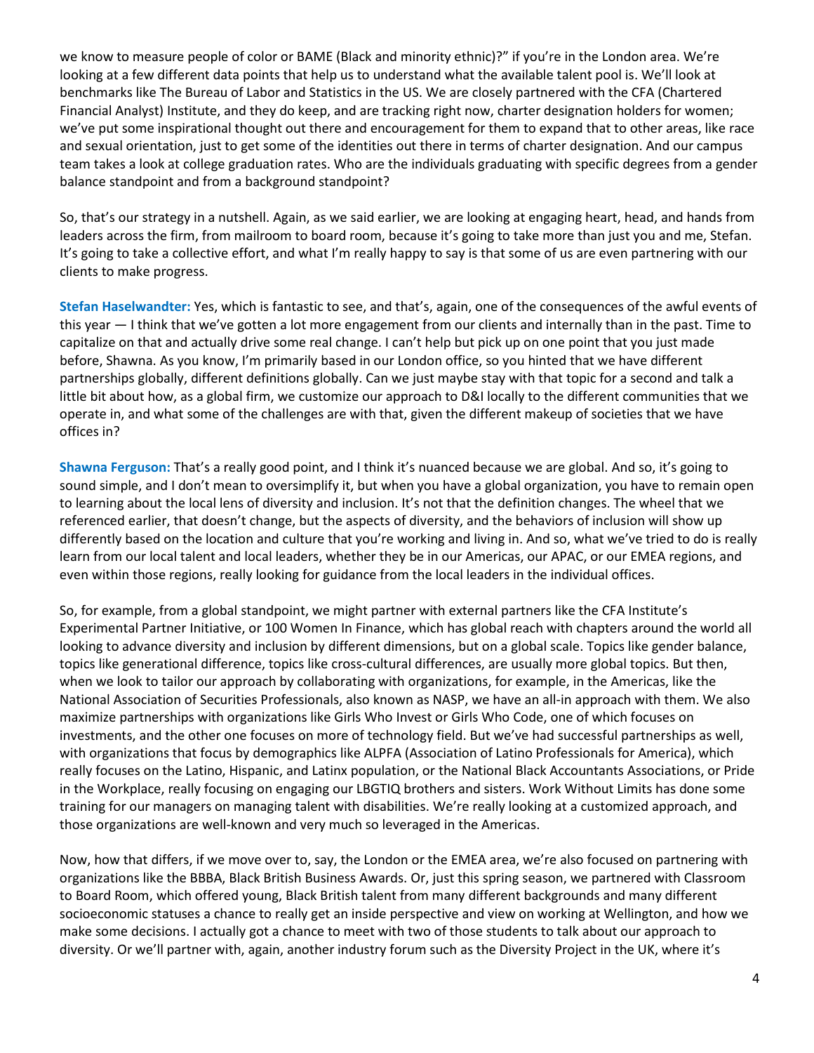we know to measure people of color or BAME (Black and minority ethnic)?" if you're in the London area. We're looking at a few different data points that help us to understand what the available talent pool is. We'll look at benchmarks like The Bureau of Labor and Statistics in the US. We are closely partnered with the CFA (Chartered Financial Analyst) Institute, and they do keep, and are tracking right now, charter designation holders for women; we've put some inspirational thought out there and encouragement for them to expand that to other areas, like race and sexual orientation, just to get some of the identities out there in terms of charter designation. And our campus team takes a look at college graduation rates. Who are the individuals graduating with specific degrees from a gender balance standpoint and from a background standpoint?

So, that's our strategy in a nutshell. Again, as we said earlier, we are looking at engaging heart, head, and hands from leaders across the firm, from mailroom to board room, because it's going to take more than just you and me, Stefan. It's going to take a collective effort, and what I'm really happy to say is that some of us are even partnering with our clients to make progress.

**Stefan Haselwandter:** Yes, which is fantastic to see, and that's, again, one of the consequences of the awful events of this year — I think that we've gotten a lot more engagement from our clients and internally than in the past. Time to capitalize on that and actually drive some real change. I can't help but pick up on one point that you just made before, Shawna. As you know, I'm primarily based in our London office, so you hinted that we have different partnerships globally, different definitions globally. Can we just maybe stay with that topic for a second and talk a little bit about how, as a global firm, we customize our approach to D&I locally to the different communities that we operate in, and what some of the challenges are with that, given the different makeup of societies that we have offices in?

**Shawna Ferguson:** That's a really good point, and I think it's nuanced because we are global. And so, it's going to sound simple, and I don't mean to oversimplify it, but when you have a global organization, you have to remain open to learning about the local lens of diversity and inclusion. It's not that the definition changes. The wheel that we referenced earlier, that doesn't change, but the aspects of diversity, and the behaviors of inclusion will show up differently based on the location and culture that you're working and living in. And so, what we've tried to do is really learn from our local talent and local leaders, whether they be in our Americas, our APAC, or our EMEA regions, and even within those regions, really looking for guidance from the local leaders in the individual offices.

So, for example, from a global standpoint, we might partner with external partners like the CFA Institute's Experimental Partner Initiative, or 100 Women In Finance, which has global reach with chapters around the world all looking to advance diversity and inclusion by different dimensions, but on a global scale. Topics like gender balance, topics like generational difference, topics like cross-cultural differences, are usually more global topics. But then, when we look to tailor our approach by collaborating with organizations, for example, in the Americas, like the National Association of Securities Professionals, also known as NASP, we have an all-in approach with them. We also maximize partnerships with organizations like Girls Who Invest or Girls Who Code, one of which focuses on investments, and the other one focuses on more of technology field. But we've had successful partnerships as well, with organizations that focus by demographics like ALPFA (Association of Latino Professionals for America), which really focuses on the Latino, Hispanic, and Latinx population, or the National Black Accountants Associations, or Pride in the Workplace, really focusing on engaging our LBGTIQ brothers and sisters. Work Without Limits has done some training for our managers on managing talent with disabilities. We're really looking at a customized approach, and those organizations are well-known and very much so leveraged in the Americas.

Now, how that differs, if we move over to, say, the London or the EMEA area, we're also focused on partnering with organizations like the BBBA, Black British Business Awards. Or, just this spring season, we partnered with Classroom to Board Room, which offered young, Black British talent from many different backgrounds and many different socioeconomic statuses a chance to really get an inside perspective and view on working at Wellington, and how we make some decisions. I actually got a chance to meet with two of those students to talk about our approach to diversity. Or we'll partner with, again, another industry forum such as the Diversity Project in the UK, where it's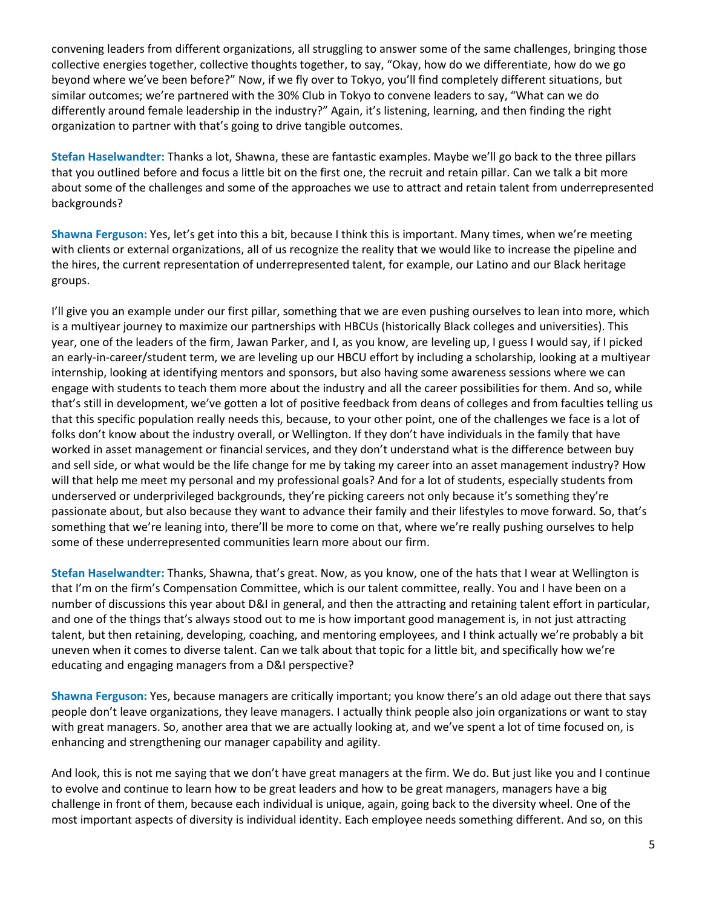convening leaders from different organizations, all struggling to answer some of the same challenges, bringing those collective energies together, collective thoughts together, to say, "Okay, how do we differentiate, how do we go beyond where we've been before?" Now, if we fly over to Tokyo, you'll find completely different situations, but similar outcomes; we're partnered with the 30% Club in Tokyo to convene leaders to say, "What can we do differently around female leadership in the industry?" Again, it's listening, learning, and then finding the right organization to partner with that's going to drive tangible outcomes.

**Stefan Haselwandter:** Thanks a lot, Shawna, these are fantastic examples. Maybe we'll go back to the three pillars that you outlined before and focus a little bit on the first one, the recruit and retain pillar. Can we talk a bit more about some of the challenges and some of the approaches we use to attract and retain talent from underrepresented backgrounds?

**Shawna Ferguson:** Yes, let's get into this a bit, because I think this is important. Many times, when we're meeting with clients or external organizations, all of us recognize the reality that we would like to increase the pipeline and the hires, the current representation of underrepresented talent, for example, our Latino and our Black heritage groups.

I'll give you an example under our first pillar, something that we are even pushing ourselves to lean into more, which is a multiyear journey to maximize our partnerships with HBCUs (historically Black colleges and universities). This year, one of the leaders of the firm, Jawan Parker, and I, as you know, are leveling up, I guess I would say, if I picked an early-in-career/student term, we are leveling up our HBCU effort by including a scholarship, looking at a multiyear internship, looking at identifying mentors and sponsors, but also having some awareness sessions where we can engage with students to teach them more about the industry and all the career possibilities for them. And so, while that's still in development, we've gotten a lot of positive feedback from deans of colleges and from faculties telling us that this specific population really needs this, because, to your other point, one of the challenges we face is a lot of folks don't know about the industry overall, or Wellington. If they don't have individuals in the family that have worked in asset management or financial services, and they don't understand what is the difference between buy and sell side, or what would be the life change for me by taking my career into an asset management industry? How will that help me meet my personal and my professional goals? And for a lot of students, especially students from underserved or underprivileged backgrounds, they're picking careers not only because it's something they're passionate about, but also because they want to advance their family and their lifestyles to move forward. So, that's something that we're leaning into, there'll be more to come on that, where we're really pushing ourselves to help some of these underrepresented communities learn more about our firm.

**Stefan Haselwandter:** Thanks, Shawna, that's great. Now, as you know, one of the hats that I wear at Wellington is that I'm on the firm's Compensation Committee, which is our talent committee, really. You and I have been on a number of discussions this year about D&I in general, and then the attracting and retaining talent effort in particular, and one of the things that's always stood out to me is how important good management is, in not just attracting talent, but then retaining, developing, coaching, and mentoring employees, and I think actually we're probably a bit uneven when it comes to diverse talent. Can we talk about that topic for a little bit, and specifically how we're educating and engaging managers from a D&I perspective?

**Shawna Ferguson:** Yes, because managers are critically important; you know there's an old adage out there that says people don't leave organizations, they leave managers. I actually think people also join organizations or want to stay with great managers. So, another area that we are actually looking at, and we've spent a lot of time focused on, is enhancing and strengthening our manager capability and agility.

And look, this is not me saying that we don't have great managers at the firm. We do. But just like you and I continue to evolve and continue to learn how to be great leaders and how to be great managers, managers have a big challenge in front of them, because each individual is unique, again, going back to the diversity wheel. One of the most important aspects of diversity is individual identity. Each employee needs something different. And so, on this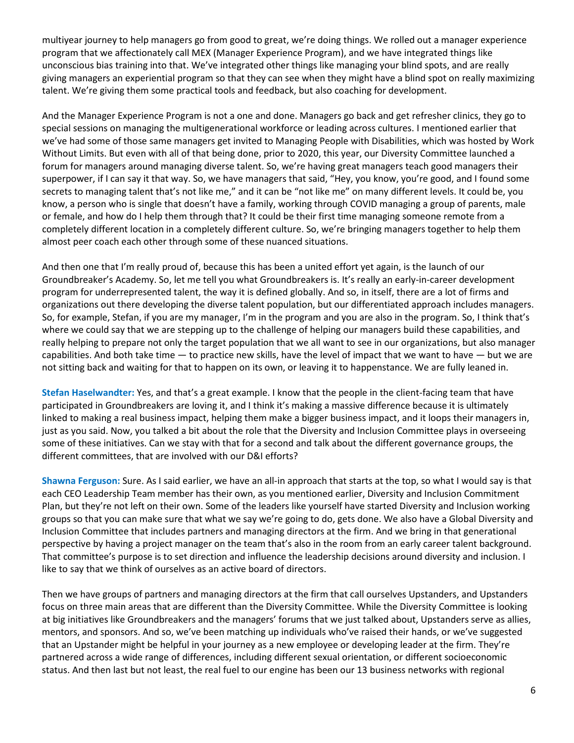multiyear journey to help managers go from good to great, we're doing things. We rolled out a manager experience program that we affectionately call MEX (Manager Experience Program), and we have integrated things like unconscious bias training into that. We've integrated other things like managing your blind spots, and are really giving managers an experiential program so that they can see when they might have a blind spot on really maximizing talent. We're giving them some practical tools and feedback, but also coaching for development.

And the Manager Experience Program is not a one and done. Managers go back and get refresher clinics, they go to special sessions on managing the multigenerational workforce or leading across cultures. I mentioned earlier that we've had some of those same managers get invited to Managing People with Disabilities, which was hosted by Work Without Limits. But even with all of that being done, prior to 2020, this year, our Diversity Committee launched a forum for managers around managing diverse talent. So, we're having great managers teach good managers their superpower, if I can say it that way. So, we have managers that said, "Hey, you know, you're good, and I found some secrets to managing talent that's not like me," and it can be "not like me" on many different levels. It could be, you know, a person who is single that doesn't have a family, working through COVID managing a group of parents, male or female, and how do I help them through that? It could be their first time managing someone remote from a completely different location in a completely different culture. So, we're bringing managers together to help them almost peer coach each other through some of these nuanced situations.

And then one that I'm really proud of, because this has been a united effort yet again, is the launch of our Groundbreaker's Academy. So, let me tell you what Groundbreakers is. It's really an early-in-career development program for underrepresented talent, the way it is defined globally. And so, in itself, there are a lot of firms and organizations out there developing the diverse talent population, but our differentiated approach includes managers. So, for example, Stefan, if you are my manager, I'm in the program and you are also in the program. So, I think that's where we could say that we are stepping up to the challenge of helping our managers build these capabilities, and really helping to prepare not only the target population that we all want to see in our organizations, but also manager capabilities. And both take time — to practice new skills, have the level of impact that we want to have — but we are not sitting back and waiting for that to happen on its own, or leaving it to happenstance. We are fully leaned in.

**Stefan Haselwandter:** Yes, and that's a great example. I know that the people in the client-facing team that have participated in Groundbreakers are loving it, and I think it's making a massive difference because it is ultimately linked to making a real business impact, helping them make a bigger business impact, and it loops their managers in, just as you said. Now, you talked a bit about the role that the Diversity and Inclusion Committee plays in overseeing some of these initiatives. Can we stay with that for a second and talk about the different governance groups, the different committees, that are involved with our D&I efforts?

**Shawna Ferguson:** Sure. As I said earlier, we have an all-in approach that starts at the top, so what I would say is that each CEO Leadership Team member has their own, as you mentioned earlier, Diversity and Inclusion Commitment Plan, but they're not left on their own. Some of the leaders like yourself have started Diversity and Inclusion working groups so that you can make sure that what we say we're going to do, gets done. We also have a Global Diversity and Inclusion Committee that includes partners and managing directors at the firm. And we bring in that generational perspective by having a project manager on the team that's also in the room from an early career talent background. That committee's purpose is to set direction and influence the leadership decisions around diversity and inclusion. I like to say that we think of ourselves as an active board of directors.

Then we have groups of partners and managing directors at the firm that call ourselves Upstanders, and Upstanders focus on three main areas that are different than the Diversity Committee. While the Diversity Committee is looking at big initiatives like Groundbreakers and the managers' forums that we just talked about, Upstanders serve as allies, mentors, and sponsors. And so, we've been matching up individuals who've raised their hands, or we've suggested that an Upstander might be helpful in your journey as a new employee or developing leader at the firm. They're partnered across a wide range of differences, including different sexual orientation, or different socioeconomic status. And then last but not least, the real fuel to our engine has been our 13 business networks with regional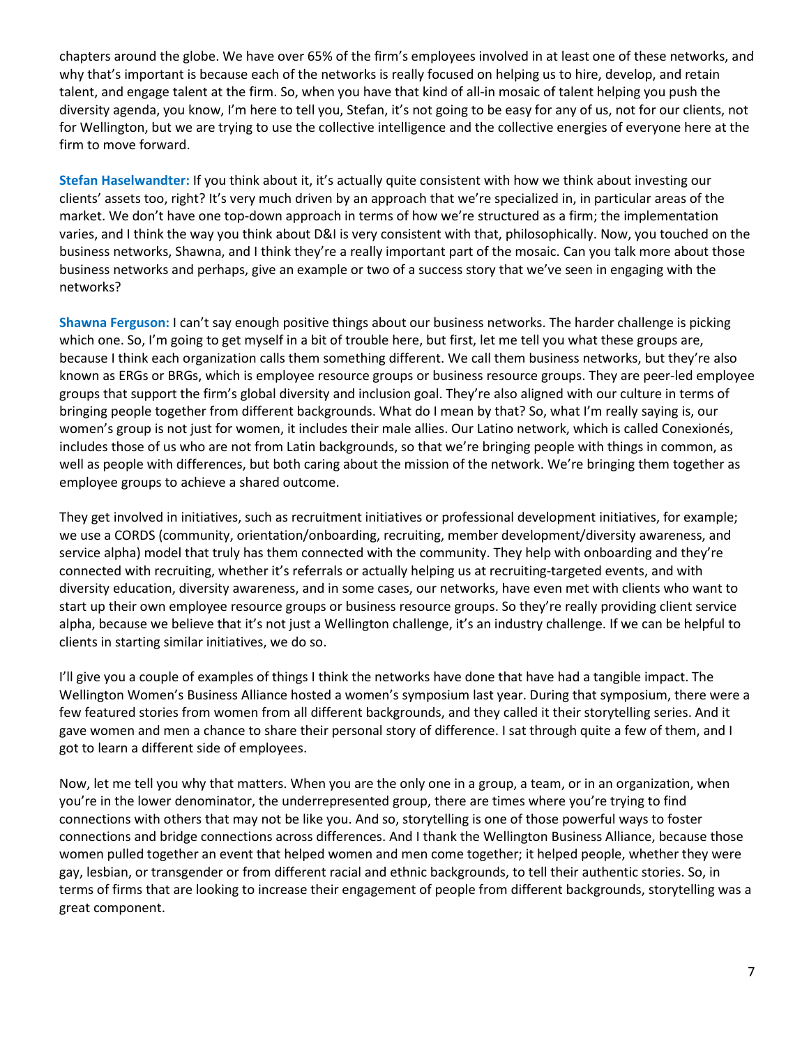chapters around the globe. We have over 65% of the firm's employees involved in at least one of these networks, and why that's important is because each of the networks is really focused on helping us to hire, develop, and retain talent, and engage talent at the firm. So, when you have that kind of all-in mosaic of talent helping you push the diversity agenda, you know, I'm here to tell you, Stefan, it's not going to be easy for any of us, not for our clients, not for Wellington, but we are trying to use the collective intelligence and the collective energies of everyone here at the firm to move forward.

**Stefan Haselwandter:** If you think about it, it's actually quite consistent with how we think about investing our clients' assets too, right? It's very much driven by an approach that we're specialized in, in particular areas of the market. We don't have one top-down approach in terms of how we're structured as a firm; the implementation varies, and I think the way you think about D&I is very consistent with that, philosophically. Now, you touched on the business networks, Shawna, and I think they're a really important part of the mosaic. Can you talk more about those business networks and perhaps, give an example or two of a success story that we've seen in engaging with the networks?

**Shawna Ferguson:** I can't say enough positive things about our business networks. The harder challenge is picking which one. So, I'm going to get myself in a bit of trouble here, but first, let me tell you what these groups are, because I think each organization calls them something different. We call them business networks, but they're also known as ERGs or BRGs, which is employee resource groups or business resource groups. They are peer-led employee groups that support the firm's global diversity and inclusion goal. They're also aligned with our culture in terms of bringing people together from different backgrounds. What do I mean by that? So, what I'm really saying is, our women's group is not just for women, it includes their male allies. Our Latino network, which is called Conexionés, includes those of us who are not from Latin backgrounds, so that we're bringing people with things in common, as well as people with differences, but both caring about the mission of the network. We're bringing them together as employee groups to achieve a shared outcome.

They get involved in initiatives, such as recruitment initiatives or professional development initiatives, for example; we use a CORDS (community, orientation/onboarding, recruiting, member development/diversity awareness, and service alpha) model that truly has them connected with the community. They help with onboarding and they're connected with recruiting, whether it's referrals or actually helping us at recruiting-targeted events, and with diversity education, diversity awareness, and in some cases, our networks, have even met with clients who want to start up their own employee resource groups or business resource groups. So they're really providing client service alpha, because we believe that it's not just a Wellington challenge, it's an industry challenge. If we can be helpful to clients in starting similar initiatives, we do so.

I'll give you a couple of examples of things I think the networks have done that have had a tangible impact. The Wellington Women's Business Alliance hosted a women's symposium last year. During that symposium, there were a few featured stories from women from all different backgrounds, and they called it their storytelling series. And it gave women and men a chance to share their personal story of difference. I sat through quite a few of them, and I got to learn a different side of employees.

Now, let me tell you why that matters. When you are the only one in a group, a team, or in an organization, when you're in the lower denominator, the underrepresented group, there are times where you're trying to find connections with others that may not be like you. And so, storytelling is one of those powerful ways to foster connections and bridge connections across differences. And I thank the Wellington Business Alliance, because those women pulled together an event that helped women and men come together; it helped people, whether they were gay, lesbian, or transgender or from different racial and ethnic backgrounds, to tell their authentic stories. So, in terms of firms that are looking to increase their engagement of people from different backgrounds, storytelling was a great component.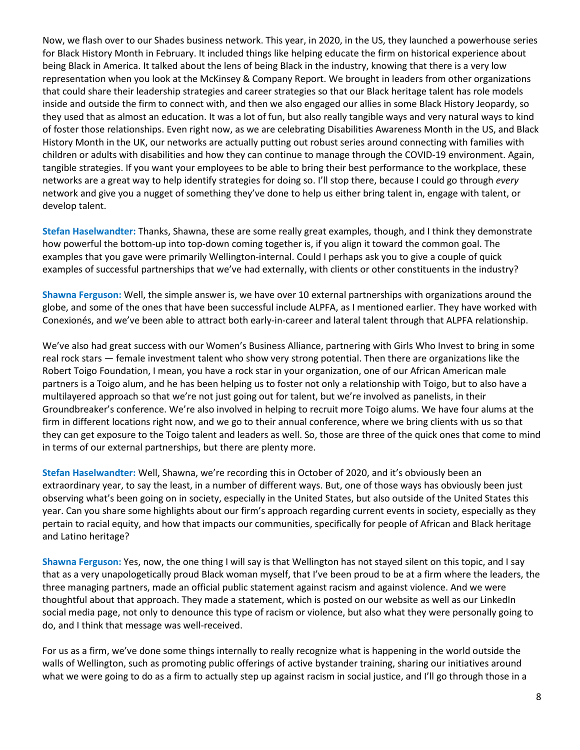Now, we flash over to our Shades business network. This year, in 2020, in the US, they launched a powerhouse series for Black History Month in February. It included things like helping educate the firm on historical experience about being Black in America. It talked about the lens of being Black in the industry, knowing that there is a very low representation when you look at the McKinsey & Company Report. We brought in leaders from other organizations that could share their leadership strategies and career strategies so that our Black heritage talent has role models inside and outside the firm to connect with, and then we also engaged our allies in some Black History Jeopardy, so they used that as almost an education. It was a lot of fun, but also really tangible ways and very natural ways to kind of foster those relationships. Even right now, as we are celebrating Disabilities Awareness Month in the US, and Black History Month in the UK, our networks are actually putting out robust series around connecting with families with children or adults with disabilities and how they can continue to manage through the COVID-19 environment. Again, tangible strategies. If you want your employees to be able to bring their best performance to the workplace, these networks are a great way to help identify strategies for doing so. I'll stop there, because I could go through *every* network and give you a nugget of something they've done to help us either bring talent in, engage with talent, or develop talent.

**Stefan Haselwandter:** Thanks, Shawna, these are some really great examples, though, and I think they demonstrate how powerful the bottom-up into top-down coming together is, if you align it toward the common goal. The examples that you gave were primarily Wellington-internal. Could I perhaps ask you to give a couple of quick examples of successful partnerships that we've had externally, with clients or other constituents in the industry?

**Shawna Ferguson:** Well, the simple answer is, we have over 10 external partnerships with organizations around the globe, and some of the ones that have been successful include ALPFA, as I mentioned earlier. They have worked with Conexionés, and we've been able to attract both early-in-career and lateral talent through that ALPFA relationship.

We've also had great success with our Women's Business Alliance, partnering with Girls Who Invest to bring in some real rock stars — female investment talent who show very strong potential. Then there are organizations like the Robert Toigo Foundation, I mean, you have a rock star in your organization, one of our African American male partners is a Toigo alum, and he has been helping us to foster not only a relationship with Toigo, but to also have a multilayered approach so that we're not just going out for talent, but we're involved as panelists, in their Groundbreaker's conference. We're also involved in helping to recruit more Toigo alums. We have four alums at the firm in different locations right now, and we go to their annual conference, where we bring clients with us so that they can get exposure to the Toigo talent and leaders as well. So, those are three of the quick ones that come to mind in terms of our external partnerships, but there are plenty more.

**Stefan Haselwandter:** Well, Shawna, we're recording this in October of 2020, and it's obviously been an extraordinary year, to say the least, in a number of different ways. But, one of those ways has obviously been just observing what's been going on in society, especially in the United States, but also outside of the United States this year. Can you share some highlights about our firm's approach regarding current events in society, especially as they pertain to racial equity, and how that impacts our communities, specifically for people of African and Black heritage and Latino heritage?

**Shawna Ferguson:** Yes, now, the one thing I will say is that Wellington has not stayed silent on this topic, and I say that as a very unapologetically proud Black woman myself, that I've been proud to be at a firm where the leaders, the three managing partners, made an official public statement against racism and against violence. And we were thoughtful about that approach. They made a statement, which is posted on our website as well as our LinkedIn social media page, not only to denounce this type of racism or violence, but also what they were personally going to do, and I think that message was well-received.

For us as a firm, we've done some things internally to really recognize what is happening in the world outside the walls of Wellington, such as promoting public offerings of active bystander training, sharing our initiatives around what we were going to do as a firm to actually step up against racism in social justice, and I'll go through those in a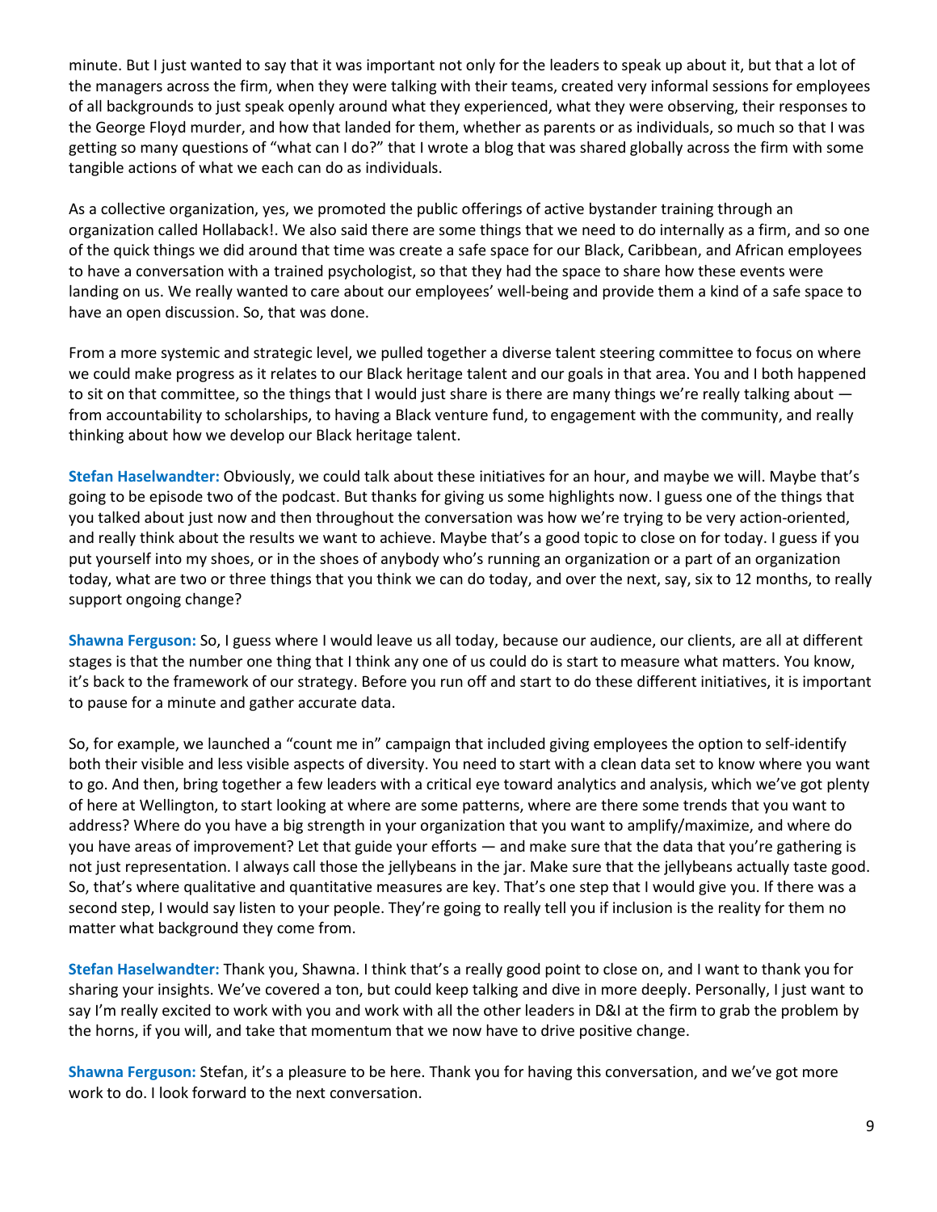minute. But I just wanted to say that it was important not only for the leaders to speak up about it, but that a lot of the managers across the firm, when they were talking with their teams, created very informal sessions for employees of all backgrounds to just speak openly around what they experienced, what they were observing, their responses to the George Floyd murder, and how that landed for them, whether as parents or as individuals, so much so that I was getting so many questions of "what can I do?" that I wrote a blog that was shared globally across the firm with some tangible actions of what we each can do as individuals.

As a collective organization, yes, we promoted the public offerings of active bystander training through an organization called Hollaback!. We also said there are some things that we need to do internally as a firm, and so one of the quick things we did around that time was create a safe space for our Black, Caribbean, and African employees to have a conversation with a trained psychologist, so that they had the space to share how these events were landing on us. We really wanted to care about our employees' well-being and provide them a kind of a safe space to have an open discussion. So, that was done.

From a more systemic and strategic level, we pulled together a diverse talent steering committee to focus on where we could make progress as it relates to our Black heritage talent and our goals in that area. You and I both happened to sit on that committee, so the things that I would just share is there are many things we're really talking about — from accountability to scholarships, to having a Black venture fund, to engagement with the community, and really thinking about how we develop our Black heritage talent.

**Stefan Haselwandter:** Obviously, we could talk about these initiatives for an hour, and maybe we will. Maybe that's going to be episode two of the podcast. But thanks for giving us some highlights now. I guess one of the things that you talked about just now and then throughout the conversation was how we're trying to be very action-oriented, and really think about the results we want to achieve. Maybe that's a good topic to close on for today. I guess if you put yourself into my shoes, or in the shoes of anybody who's running an organization or a part of an organization today, what are two or three things that you think we can do today, and over the next, say, six to 12 months, to really support ongoing change?

**Shawna Ferguson:** So, I guess where I would leave us all today, because our audience, our clients, are all at different stages is that the number one thing that I think any one of us could do is start to measure what matters. You know, it's back to the framework of our strategy. Before you run off and start to do these different initiatives, it is important to pause for a minute and gather accurate data.

So, for example, we launched a "count me in" campaign that included giving employees the option to self-identify both their visible and less visible aspects of diversity. You need to start with a clean data set to know where you want to go. And then, bring together a few leaders with a critical eye toward analytics and analysis, which we've got plenty of here at Wellington, to start looking at where are some patterns, where are there some trends that you want to address? Where do you have a big strength in your organization that you want to amplify/maximize, and where do you have areas of improvement? Let that guide your efforts — and make sure that the data that you're gathering is not just representation. I always call those the jellybeans in the jar. Make sure that the jellybeans actually taste good. So, that's where qualitative and quantitative measures are key. That's one step that I would give you. If there was a second step, I would say listen to your people. They're going to really tell you if inclusion is the reality for them no matter what background they come from.

**Stefan Haselwandter:** Thank you, Shawna. I think that's a really good point to close on, and I want to thank you for sharing your insights. We've covered a ton, but could keep talking and dive in more deeply. Personally, I just want to say I'm really excited to work with you and work with all the other leaders in D&I at the firm to grab the problem by the horns, if you will, and take that momentum that we now have to drive positive change.

**Shawna Ferguson:** Stefan, it's a pleasure to be here. Thank you for having this conversation, and we've got more work to do. I look forward to the next conversation.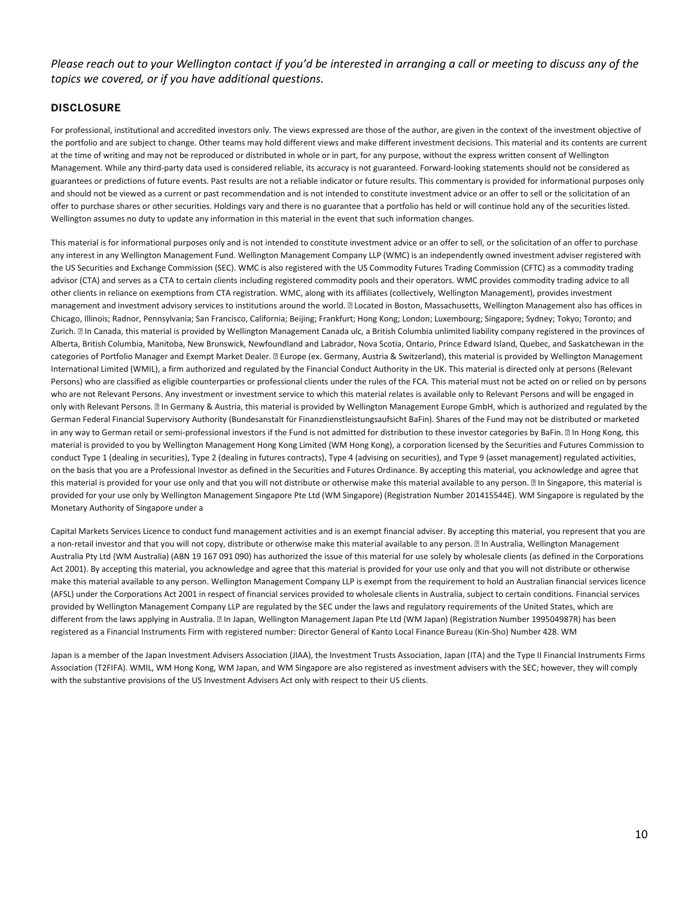*Please reach out to your Wellington contact if you'd be interested in arranging a call or meeting to discuss any of the topics we covered, or if you have additional questions.*

## DISCLOSURE

For professional, institutional and accredited investors only. The views expressed are those of the author, are given in the context of the investment objective of the portfolio and are subject to change. Other teams may hold different views and make different investment decisions. This material and its contents are current at the time of writing and may not be reproduced or distributed in whole or in part, for any purpose, without the express written consent of Wellington Management. While any third-party data used is considered reliable, its accuracy is not guaranteed. Forward-looking statements should not be considered as guarantees or predictions of future events. Past results are not a reliable indicator or future results. This commentary is provided for informational purposes only and should not be viewed as a current or past recommendation and is not intended to constitute investment advice or an offer to sell or the solicitation of an offer to purchase shares or other securities. Holdings vary and there is no guarantee that a portfolio has held or will continue hold any of the securities listed. Wellington assumes no duty to update any information in this material in the event that such information changes.

This material is for informational purposes only and is not intended to constitute investment advice or an offer to sell, or the solicitation of an offer to purchase any interest in any Wellington Management Fund. Wellington Management Company LLP (WMC) is an independently owned investment adviser registered with the US Securities and Exchange Commission (SEC). WMC is also registered with the US Commodity Futures Trading Commission (CFTC) as a commodity trading advisor (CTA) and serves as a CTA to certain clients including registered commodity pools and their operators. WMC provides commodity trading advice to all other clients in reliance on exemptions from CTA registration. WMC, along with its affiliates (collectively, Wellington Management), provides investment management and investment advisory services to institutions around the world. ▯ Located in Boston, Massachusetts, Wellington Management also has offices in Chicago, Illinois; Radnor, Pennsylvania; San Francisco, California; Beijing; Frankfurt; Hong Kong; London; Luxembourg; Singapore; Sydney; Tokyo; Toronto; and Zurich. ▯ In Canada, this material is provided by Wellington Management Canada ulc, a British Columbia unlimited liability company registered in the provinces of Alberta, British Columbia, Manitoba, New Brunswick, Newfoundland and Labrador, Nova Scotia, Ontario, Prince Edward Island, Quebec, and Saskatchewan in the categories of Portfolio Manager and Exempt Market Dealer. ▯ Europe (ex. Germany, Austria & Switzerland), this material is provided by Wellington Management International Limited (WMIL), a firm authorized and regulated by the Financial Conduct Authority in the UK. This material is directed only at persons (Relevant Persons) who are classified as eligible counterparties or professional clients under the rules of the FCA. This material must not be acted on or relied on by persons who are not Relevant Persons. Any investment or investment service to which this material relates is available only to Relevant Persons and will be engaged in only with Relevant Persons. ▯ In Germany & Austria, this material is provided by Wellington Management Europe GmbH, which is authorized and regulated by the German Federal Financial Supervisory Authority (Bundesanstalt für Finanzdienstleistungsaufsicht BaFin). Shares of the Fund may not be distributed or marketed in any way to German retail or semi-professional investors if the Fund is not admitted for distribution to these investor categories by BaFin. ▯ In Hong Kong, this material is provided to you by Wellington Management Hong Kong Limited (WM Hong Kong), a corporation licensed by the Securities and Futures Commission to conduct Type 1 (dealing in securities), Type 2 (dealing in futures contracts), Type 4 (advising on securities), and Type 9 (asset management) regulated activities, on the basis that you are a Professional Investor as defined in the Securities and Futures Ordinance. By accepting this material, you acknowledge and agree that this material is provided for your use only and that you will not distribute or otherwise make this material available to any person. ▯ In Singapore, this material is provided for your use only by Wellington Management Singapore Pte Ltd (WM Singapore) (Registration Number 201415544E). WM Singapore is regulated by the Monetary Authority of Singapore under a

Capital Markets Services Licence to conduct fund management activities and is an exempt financial adviser. By accepting this material, you represent that you are a non-retail investor and that you will not copy, distribute or otherwise make this material available to any person. ▯ In Australia, Wellington Management Australia Pty Ltd (WM Australia) (ABN 19 167 091 090) has authorized the issue of this material for use solely by wholesale clients (as defined in the Corporations Act 2001). By accepting this material, you acknowledge and agree that this material is provided for your use only and that you will not distribute or otherwise make this material available to any person. Wellington Management Company LLP is exempt from the requirement to hold an Australian financial services licence (AFSL) under the Corporations Act 2001 in respect of financial services provided to wholesale clients in Australia, subject to certain conditions. Financial services provided by Wellington Management Company LLP are regulated by the SEC under the laws and regulatory requirements of the United States, which are different from the laws applying in Australia. ▯ In Japan, Wellington Management Japan Pte Ltd (WM Japan) (Registration Number 199504987R) has been registered as a Financial Instruments Firm with registered number: Director General of Kanto Local Finance Bureau (Kin-Sho) Number 428. WM

Japan is a member of the Japan Investment Advisers Association (JIAA), the Investment Trusts Association, Japan (ITA) and the Type II Financial Instruments Firms Association (T2FIFA). WMIL, WM Hong Kong, WM Japan, and WM Singapore are also registered as investment advisers with the SEC; however, they will comply with the substantive provisions of the US Investment Advisers Act only with respect to their US clients.